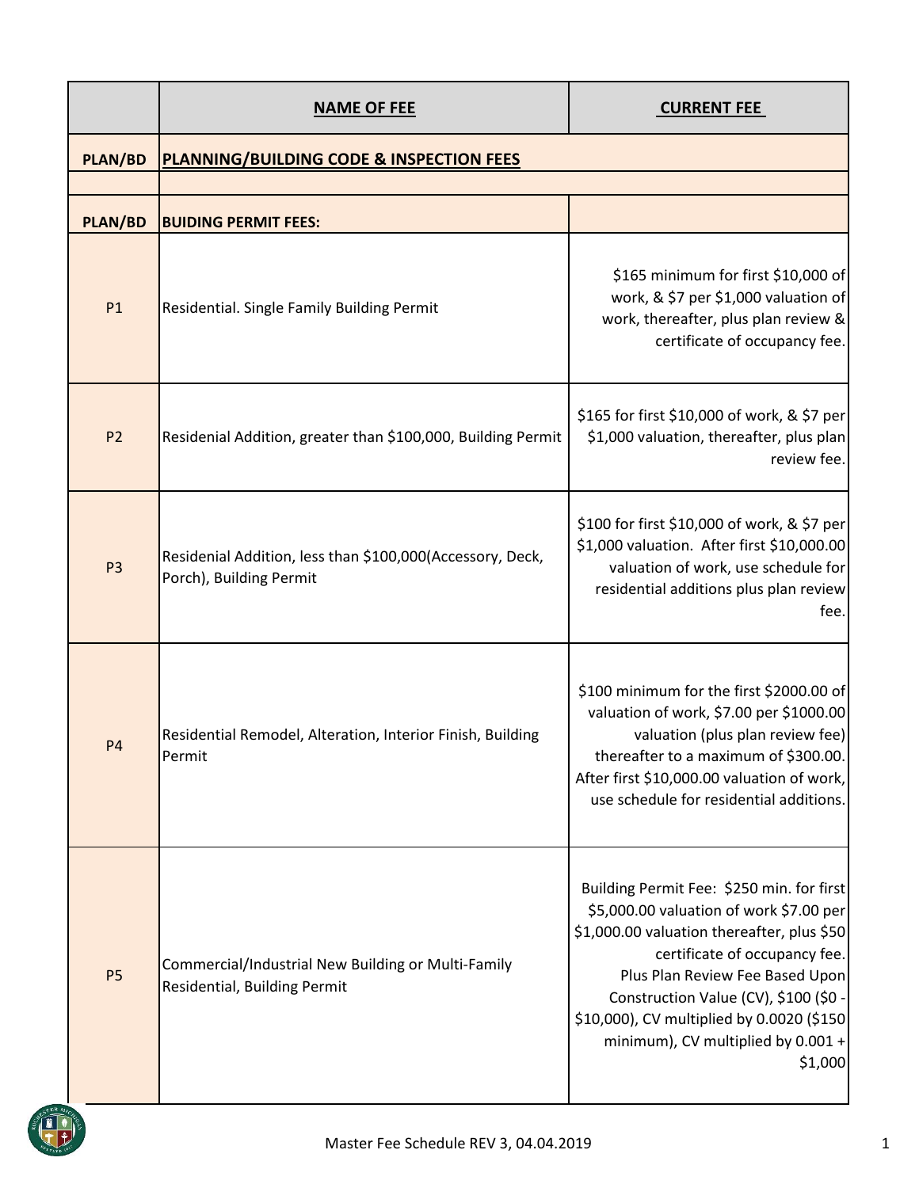| | NAME OF FEE | CURRENT FEE |
|---|---|---|
| PLAN/BD | PLANNING/BUILDING CODE & INSPECTION FEES | |
| | | |
| PLAN/BD | BUIDING PERMIT FEES: | |
| P1 | Residential. Single Family Building Permit | $165 minimum for first $10,000 of work, & $7 per $1,000 valuation of work, thereafter, plus plan review & certificate of occupancy fee. |
| P2 | Residenial Addition, greater than $100,000, Building Permit | $165 for first $10,000 of work, & $7 per $1,000 valuation, thereafter, plus plan review fee. |
| P3 | Residenial Addition, less than $100,000(Accessory, Deck, Porch), Building Permit | $100 for first $10,000 of work, & $7 per $1,000 valuation. After first $10,000.00 valuation of work, use schedule for residential additions plus plan review fee. |
| P4 | Residential Remodel, Alteration, Interior Finish, Building Permit | $100 minimum for the first $2000.00 of valuation of work, $7.00 per $1000.00 valuation (plus plan review fee) thereafter to a maximum of $300.00. After first $10,000.00 valuation of work, use schedule for residential additions. |
| P5 | Commercial/Industrial New Building or Multi-Family Residential, Building Permit | Building Permit Fee: $250 min. for first $5,000.00 valuation of work $7.00 per $1,000.00 valuation thereafter, plus $50 certificate of occupancy fee. Plus Plan Review Fee Based Upon Construction Value (CV), $100 ($0 - $10,000), CV multiplied by 0.0020 ($150 minimum), CV multiplied by 0.001 + $1,000 |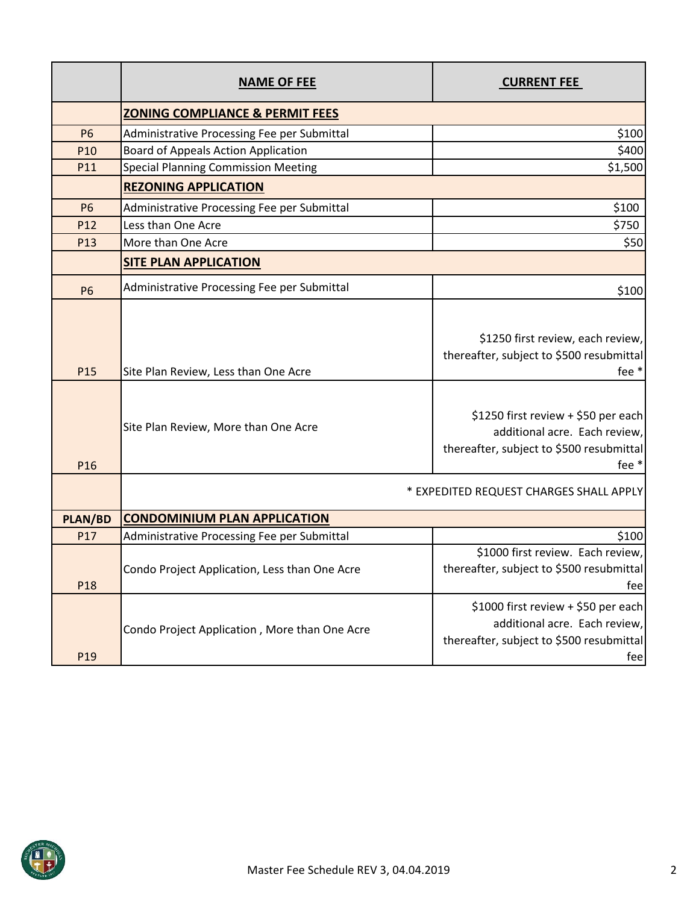| | NAME OF FEE | CURRENT FEE |
|---|---|---|
| | **ZONING COMPLIANCE & PERMIT FEES** | |
| P6 | Administrative Processing Fee per Submittal | $100 |
| P10 | Board of Appeals Action Application | $400 |
| P11 | Special Planning Commission Meeting | $1,500 |
| | **REZONING APPLICATION** | |
| P6 | Administrative Processing Fee per Submittal | $100 |
| P12 | Less than One Acre | $750 |
| P13 | More than One Acre | $50 |
| | **SITE PLAN APPLICATION** | |
| P6 | Administrative Processing Fee per Submittal | $100 |
| P15 | Site Plan Review, Less than One Acre | $1250 first review, each review, thereafter, subject to $500 resubmittal fee * |
| P16 | Site Plan Review, More than One Acre | $1250 first review + $50 per each additional acre. Each review, thereafter, subject to $500 resubmittal fee * |
| | | * EXPEDITED REQUEST CHARGES SHALL APPLY |
| **PLAN/BD** | **CONDOMINIUM PLAN APPLICATION** | |
| P17 | Administrative Processing Fee per Submittal | $100 |
| P18 | Condo Project Application, Less than One Acre | $1000 first review. Each review, thereafter, subject to $500 resubmittal fee |
| P19 | Condo Project Application , More than One Acre | $1000 first review + $50 per each additional acre. Each review, thereafter, subject to $500 resubmittal fee |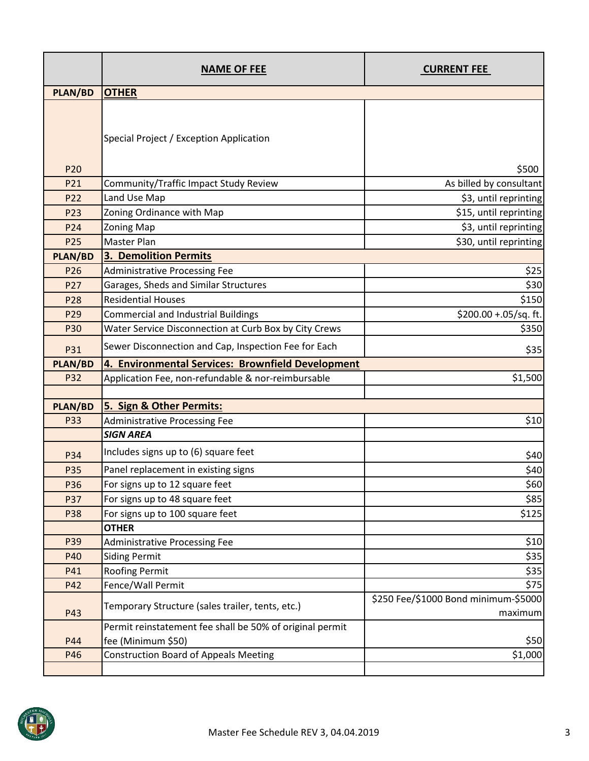|  | **NAME OF FEE** | **CURRENT FEE** |
|---|---|---|
| **PLAN/BD** | **OTHER** |  |
| P20 | Special Project / Exception Application | $500 |
| P21 | Community/Traffic Impact Study Review | As billed by consultant |
| P22 | Land Use Map | $3, until reprinting |
| P23 | Zoning Ordinance with Map | $15, until reprinting |
| P24 | Zoning Map | $3, until reprinting |
| P25 | Master Plan | $30, until reprinting |
| **PLAN/BD** | **3. Demolition Permits** |  |
| P26 | Administrative Processing Fee | $25 |
| P27 | Garages, Sheds and Similar Structures | $30 |
| P28 | Residential Houses | $150 |
| P29 | Commercial and Industrial Buildings | $200.00 +.05/sq. ft. |
| P30 | Water Service Disconnection at Curb Box by City Crews | $350 |
| P31 | Sewer Disconnection and Cap, Inspection Fee for Each | $35 |
| **PLAN/BD** | **4. Environmental Services: Brownfield Development** |  |
| P32 | Application Fee, non-refundable & nor-reimbursable | $1,500 |
|  |  |  |
| **PLAN/BD** | **5. Sign & Other Permits:** |  |
| P33 | Administrative Processing Fee | $10 |
|  | ***SIGN AREA*** |  |
| P34 | Includes signs up to (6) square feet | $40 |
| P35 | Panel replacement in existing signs | $40 |
| P36 | For signs up to 12 square feet | $60 |
| P37 | For signs up to 48 square feet | $85 |
| P38 | For signs up to 100 square feet | $125 |
|  | **OTHER** |  |
| P39 | Administrative Processing Fee | $10 |
| P40 | Siding Permit | $35 |
| P41 | Roofing Permit | $35 |
| P42 | Fence/Wall Permit | $75 |
| P43 | Temporary Structure (sales trailer, tents, etc.) | $250 Fee/$1000 Bond minimum-$5000 maximum |
| P44 | Permit reinstatement fee shall be 50% of original permit fee (Minimum $50) | $50 |
| P46 | Construction Board of Appeals Meeting | $1,000 |
|  |  |  |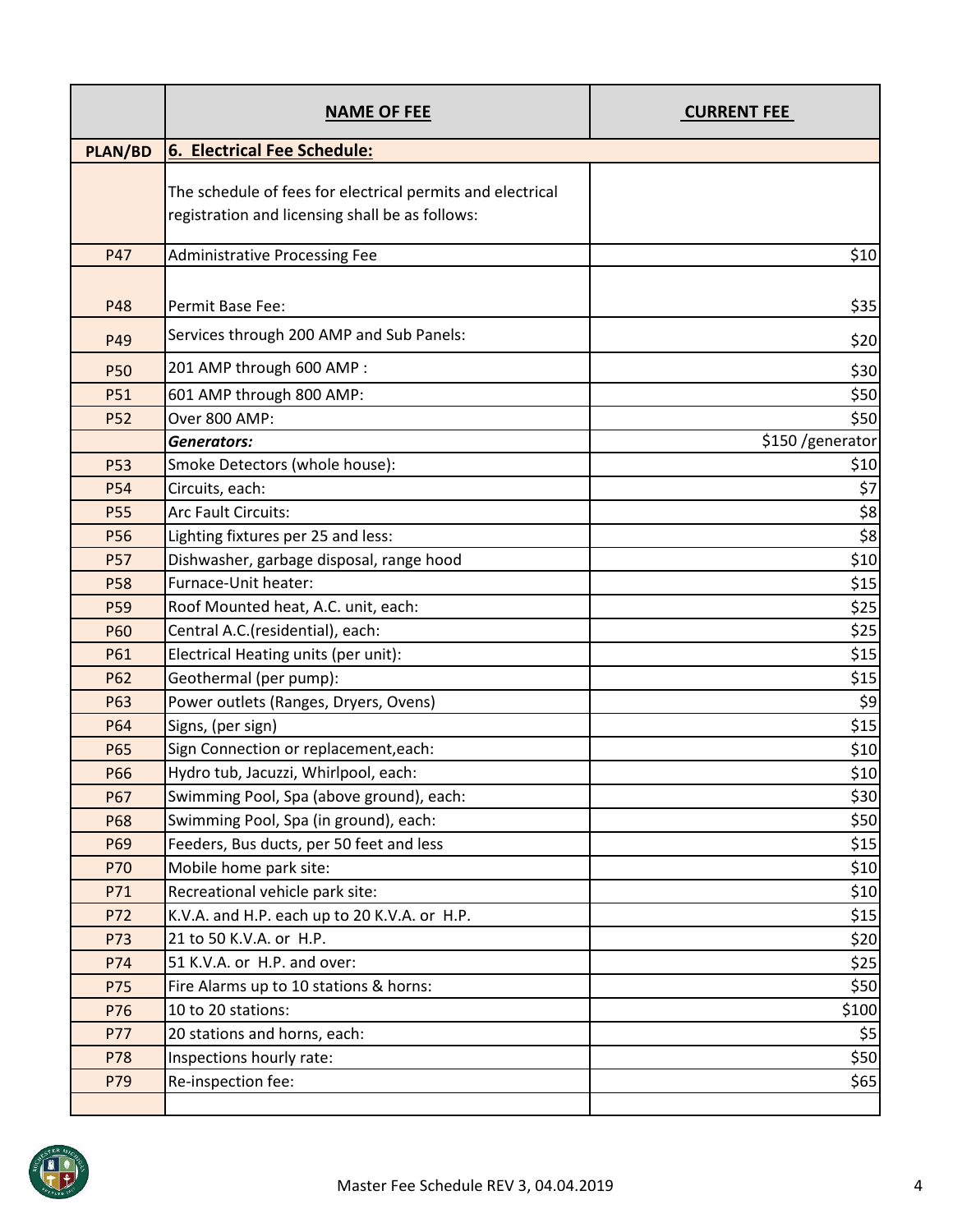|  | NAME OF FEE | CURRENT FEE |
|---|---|---|
| **PLAN/BD** | **6. Electrical Fee Schedule:** | |
|  | The schedule of fees for electrical permits and electrical registration and licensing shall be as follows: | |
| P47 | Administrative Processing Fee | $10 |
| P48 | Permit Base Fee: | $35 |
| P49 | Services through 200 AMP and Sub Panels: | $20 |
| P50 | 201 AMP through 600 AMP : | $30 |
| P51 | 601 AMP through 800 AMP: | $50 |
| P52 | Over 800 AMP: | $50 |
|  | ***Generators:*** | $150 /generator |
| P53 | Smoke Detectors (whole house): | $10 |
| P54 | Circuits, each: | $7 |
| P55 | Arc Fault Circuits: | $8 |
| P56 | Lighting fixtures per 25 and less: | $8 |
| P57 | Dishwasher, garbage disposal, range hood | $10 |
| P58 | Furnace-Unit heater: | $15 |
| P59 | Roof Mounted heat, A.C. unit, each: | $25 |
| P60 | Central A.C.(residential), each: | $25 |
| P61 | Electrical Heating units (per unit): | $15 |
| P62 | Geothermal (per pump): | $15 |
| P63 | Power outlets (Ranges, Dryers, Ovens) | $9 |
| P64 | Signs, (per sign) | $15 |
| P65 | Sign Connection or replacement,each: | $10 |
| P66 | Hydro tub, Jacuzzi, Whirlpool, each: | $10 |
| P67 | Swimming Pool, Spa (above ground), each: | $30 |
| P68 | Swimming Pool, Spa (in ground), each: | $50 |
| P69 | Feeders, Bus ducts, per 50 feet and less | $15 |
| P70 | Mobile home park site: | $10 |
| P71 | Recreational vehicle park site: | $10 |
| P72 | K.V.A. and H.P. each up to 20 K.V.A. or H.P. | $15 |
| P73 | 21 to 50 K.V.A. or H.P. | $20 |
| P74 | 51 K.V.A. or H.P. and over: | $25 |
| P75 | Fire Alarms up to 10 stations & horns: | $50 |
| P76 | 10 to 20 stations: | $100 |
| P77 | 20 stations and horns, each: | $5 |
| P78 | Inspections hourly rate: | $50 |
| P79 | Re-inspection fee: | $65 |
|  |  |  |

Master Fee Schedule REV 3, 04.04.2019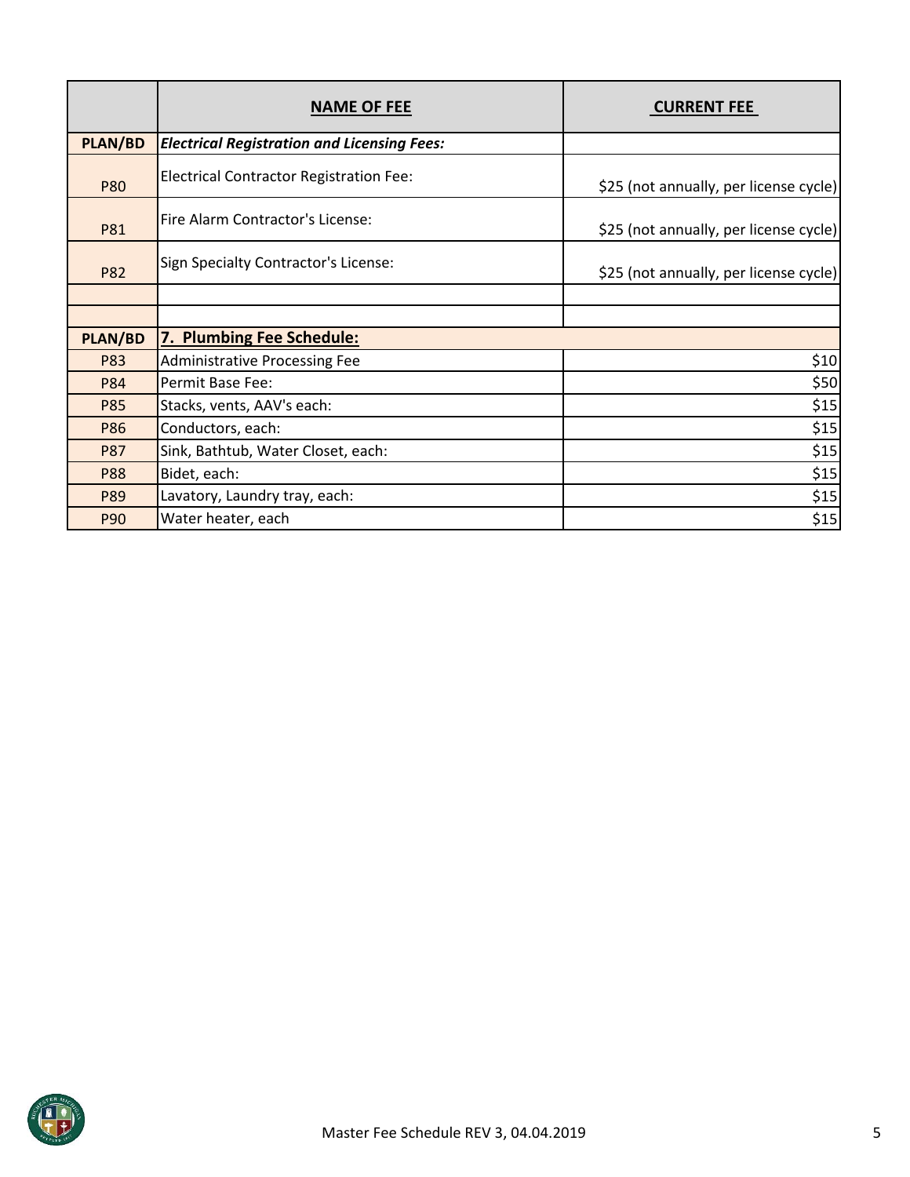|  | **NAME OF FEE** | **CURRENT FEE** |
|---|---|---|
| **PLAN/BD** | ***Electrical Registration and Licensing Fees:*** |  |
| P80 | Electrical Contractor Registration Fee: | $25 (not annually, per license cycle) |
| P81 | Fire Alarm Contractor's License: | $25 (not annually, per license cycle) |
| P82 | Sign Specialty Contractor's License: | $25 (not annually, per license cycle) |
|  |  |  |
|  |  |  |
| **PLAN/BD** | **7. Plumbing Fee Schedule:** |  |
| P83 | Administrative Processing Fee | $10 |
| P84 | Permit Base Fee: | $50 |
| P85 | Stacks, vents, AAV's each: | $15 |
| P86 | Conductors, each: | $15 |
| P87 | Sink, Bathtub, Water Closet, each: | $15 |
| P88 | Bidet, each: | $15 |
| P89 | Lavatory, Laundry tray, each: | $15 |
| P90 | Water heater, each | $15 |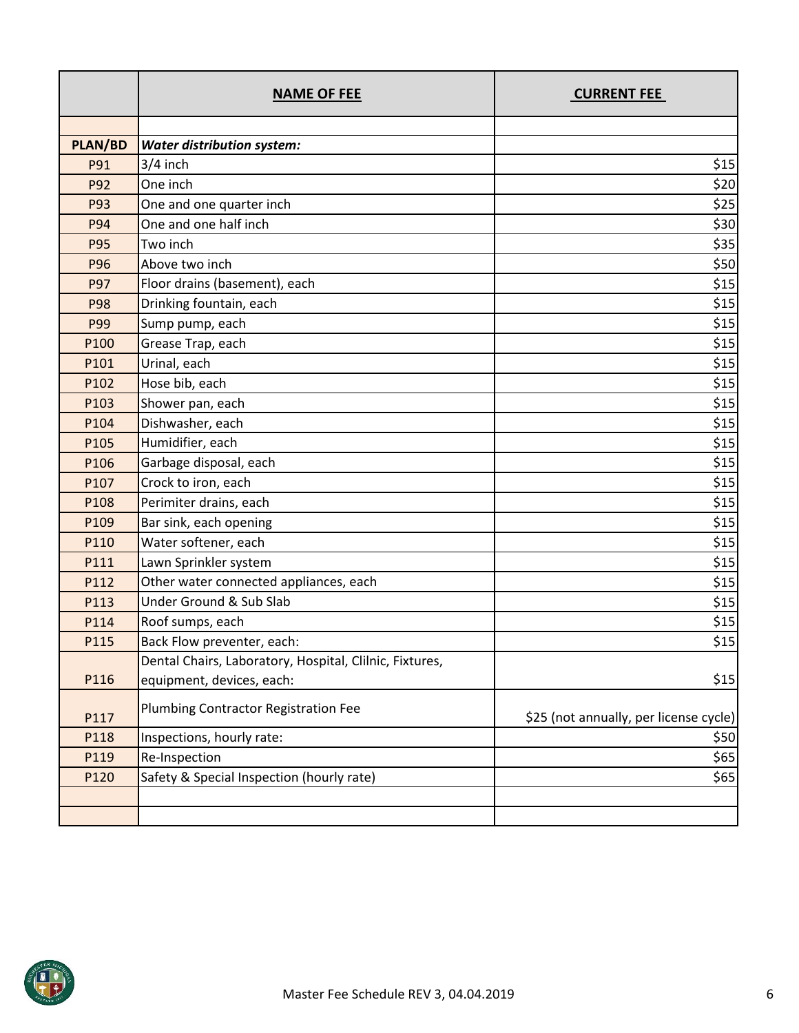| | NAME OF FEE | CURRENT FEE |
|---|---|---|
| | | |
| **PLAN/BD** | ***Water distribution system:*** | |
| P91 | 3/4 inch | $15 |
| P92 | One inch | $20 |
| P93 | One and one quarter inch | $25 |
| P94 | One and one half inch | $30 |
| P95 | Two inch | $35 |
| P96 | Above two inch | $50 |
| P97 | Floor drains (basement), each | $15 |
| P98 | Drinking fountain, each | $15 |
| P99 | Sump pump, each | $15 |
| P100 | Grease Trap, each | $15 |
| P101 | Urinal, each | $15 |
| P102 | Hose bib, each | $15 |
| P103 | Shower pan, each | $15 |
| P104 | Dishwasher, each | $15 |
| P105 | Humidifier, each | $15 |
| P106 | Garbage disposal, each | $15 |
| P107 | Crock to iron, each | $15 |
| P108 | Perimiter drains, each | $15 |
| P109 | Bar sink, each opening | $15 |
| P110 | Water softener, each | $15 |
| P111 | Lawn Sprinkler system | $15 |
| P112 | Other water connected appliances, each | $15 |
| P113 | Under Ground & Sub Slab | $15 |
| P114 | Roof sumps, each | $15 |
| P115 | Back Flow preventer, each: | $15 |
| P116 | Dental Chairs, Laboratory, Hospital, Cilnic, Fixtures, equipment, devices, each: | $15 |
| P117 | Plumbing Contractor Registration Fee | $25 (not annually, per license cycle) |
| P118 | Inspections, hourly rate: | $50 |
| P119 | Re-Inspection | $65 |
| P120 | Safety & Special Inspection (hourly rate) | $65 |
| | | |
| | | |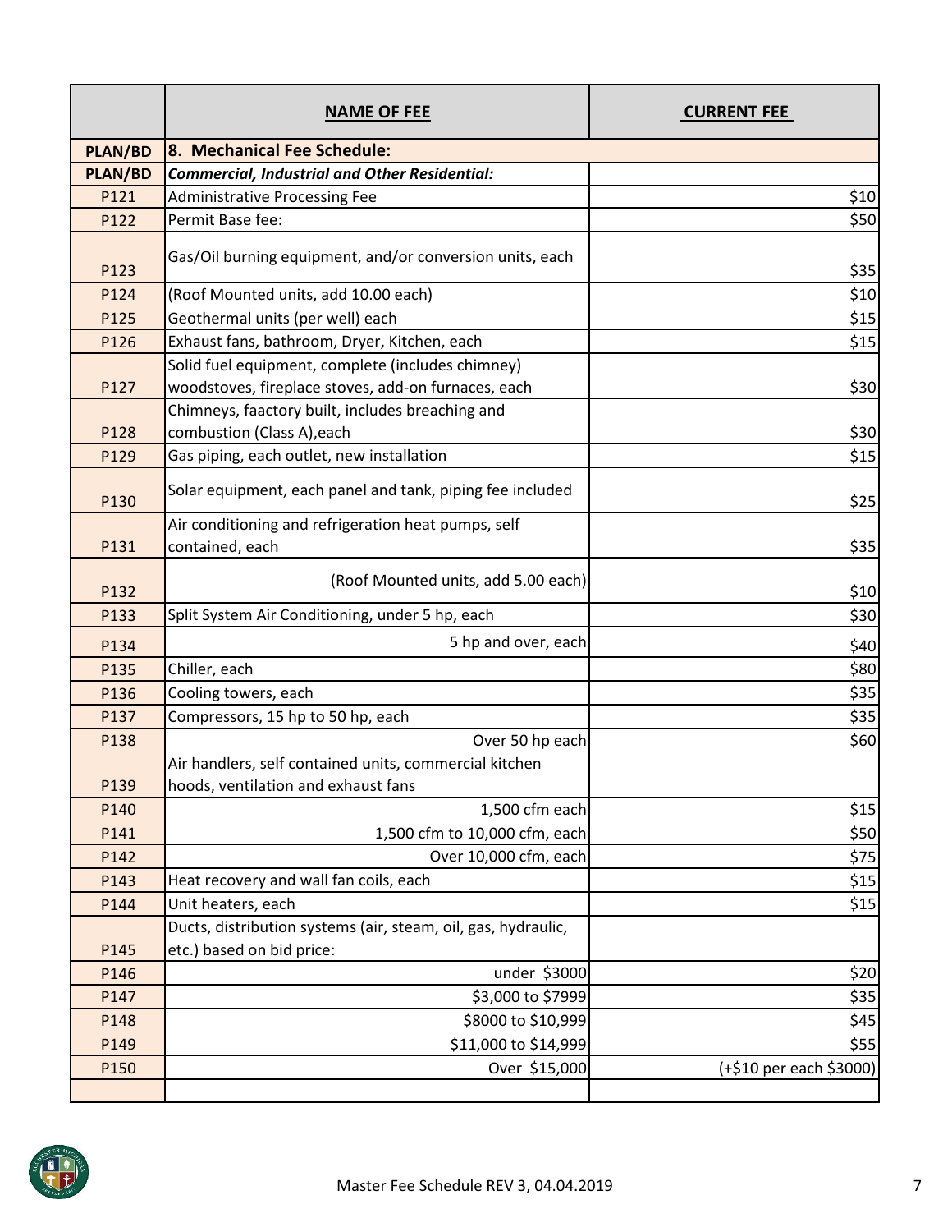| | NAME OF FEE | CURRENT FEE |
|---|---|---|
| PLAN/BD | **8. Mechanical Fee Schedule:** | |
| PLAN/BD | ***Commercial, Industrial and Other Residential:*** | |
| P121 | Administrative Processing Fee | $10 |
| P122 | Permit Base fee: | $50 |
| P123 | Gas/Oil burning equipment, and/or conversion units, each | $35 |
| P124 | (Roof Mounted units, add 10.00 each) | $10 |
| P125 | Geothermal units (per well) each | $15 |
| P126 | Exhaust fans, bathroom, Dryer, Kitchen, each | $15 |
| P127 | Solid fuel equipment, complete (includes chimney) woodstoves, fireplace stoves, add-on furnaces, each | $30 |
| P128 | Chimneys, faactory built, includes breaching and combustion (Class A),each | $30 |
| P129 | Gas piping, each outlet, new installation | $15 |
| P130 | Solar equipment, each panel and tank, piping fee included | $25 |
| P131 | Air conditioning and refrigeration heat pumps, self contained, each | $35 |
| P132 | (Roof Mounted units, add 5.00 each) | $10 |
| P133 | Split System Air Conditioning, under 5 hp, each | $30 |
| P134 | 5 hp and over, each | $40 |
| P135 | Chiller, each | $80 |
| P136 | Cooling towers, each | $35 |
| P137 | Compressors, 15 hp to 50 hp, each | $35 |
| P138 | Over 50 hp each | $60 |
| P139 | Air handlers, self contained units, commercial kitchen hoods, ventilation and exhaust fans | |
| P140 | 1,500 cfm each | $15 |
| P141 | 1,500 cfm to 10,000 cfm, each | $50 |
| P142 | Over 10,000 cfm, each | $75 |
| P143 | Heat recovery and wall fan coils, each | $15 |
| P144 | Unit heaters, each | $15 |
| P145 | Ducts, distribution systems (air, steam, oil, gas, hydraulic, etc.) based on bid price: | |
| P146 | under $3000 | $20 |
| P147 | $3,000 to $7999 | $35 |
| P148 | $8000 to $10,999 | $45 |
| P149 | $11,000 to $14,999 | $55 |
| P150 | Over $15,000 | (+$10 per each $3000) |
| | | |

Master Fee Schedule REV 3, 04.04.2019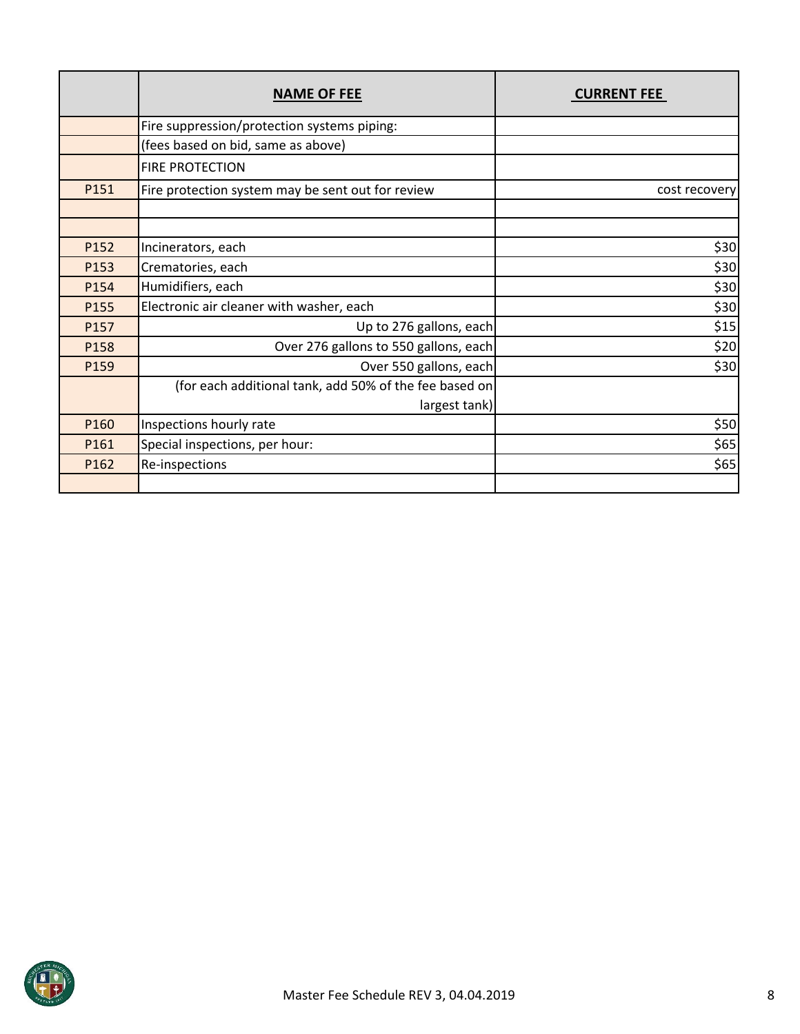| | **NAME OF FEE** | **CURRENT FEE** |
|---|---|---|
| | Fire suppression/protection systems piping: | |
| | (fees based on bid, same as above) | |
| | FIRE PROTECTION | |
| P151 | Fire protection system may be sent out for review | cost recovery |
| | | |
| | | |
| P152 | Incinerators, each | $30 |
| P153 | Crematories, each | $30 |
| P154 | Humidifiers, each | $30 |
| P155 | Electronic air cleaner with washer, each | $30 |
| P157 | Up to 276 gallons, each | $15 |
| P158 | Over 276 gallons to 550 gallons, each | $20 |
| P159 | Over 550 gallons, each | $30 |
| | (for each additional tank, add 50% of the fee based on largest tank) | |
| P160 | Inspections hourly rate | $50 |
| P161 | Special inspections, per hour: | $65 |
| P162 | Re-inspections | $65 |
| | | |

Master Fee Schedule REV 3, 04.04.2019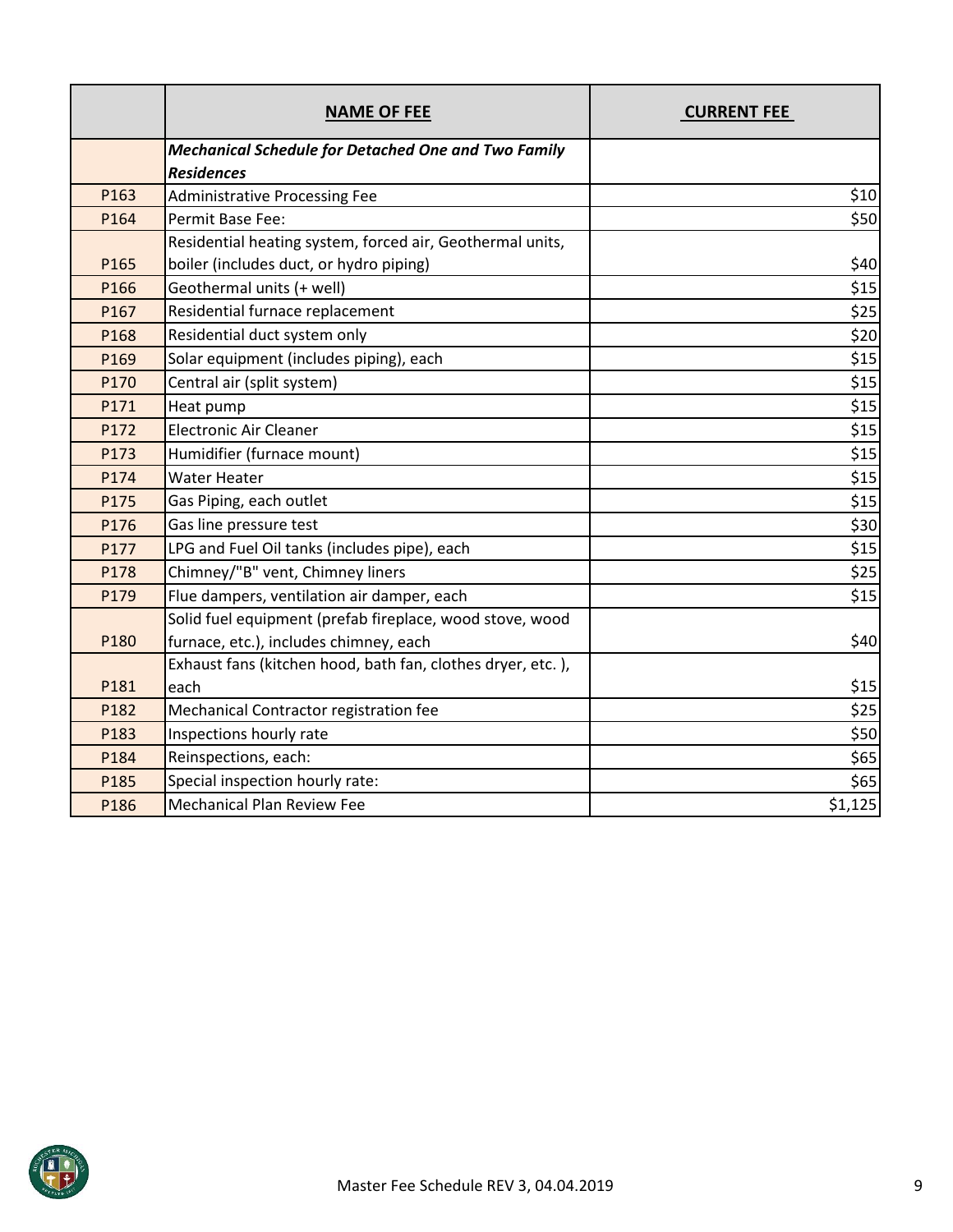| | NAME OF FEE | CURRENT FEE |
|---|---|---|
| | ***Mechanical Schedule for Detached One and Two Family Residences*** | |
| P163 | Administrative Processing Fee | $10 |
| P164 | Permit Base Fee: | $50 |
| P165 | Residential heating system, forced air, Geothermal units, boiler (includes duct, or hydro piping) | $40 |
| P166 | Geothermal units (+ well) | $15 |
| P167 | Residential furnace replacement | $25 |
| P168 | Residential duct system only | $20 |
| P169 | Solar equipment (includes piping), each | $15 |
| P170 | Central air (split system) | $15 |
| P171 | Heat pump | $15 |
| P172 | Electronic Air Cleaner | $15 |
| P173 | Humidifier (furnace mount) | $15 |
| P174 | Water Heater | $15 |
| P175 | Gas Piping, each outlet | $15 |
| P176 | Gas line pressure test | $30 |
| P177 | LPG and Fuel Oil tanks (includes pipe), each | $15 |
| P178 | Chimney/"B" vent, Chimney liners | $25 |
| P179 | Flue dampers, ventilation air damper, each | $15 |
| P180 | Solid fuel equipment (prefab fireplace, wood stove, wood furnace, etc.), includes chimney, each | $40 |
| P181 | Exhaust fans (kitchen hood, bath fan, clothes dryer, etc. ), each | $15 |
| P182 | Mechanical Contractor registration fee | $25 |
| P183 | Inspections hourly rate | $50 |
| P184 | Reinspections, each: | $65 |
| P185 | Special inspection hourly rate: | $65 |
| P186 | Mechanical Plan Review Fee | $1,125 |

Master Fee Schedule REV 3, 04.04.2019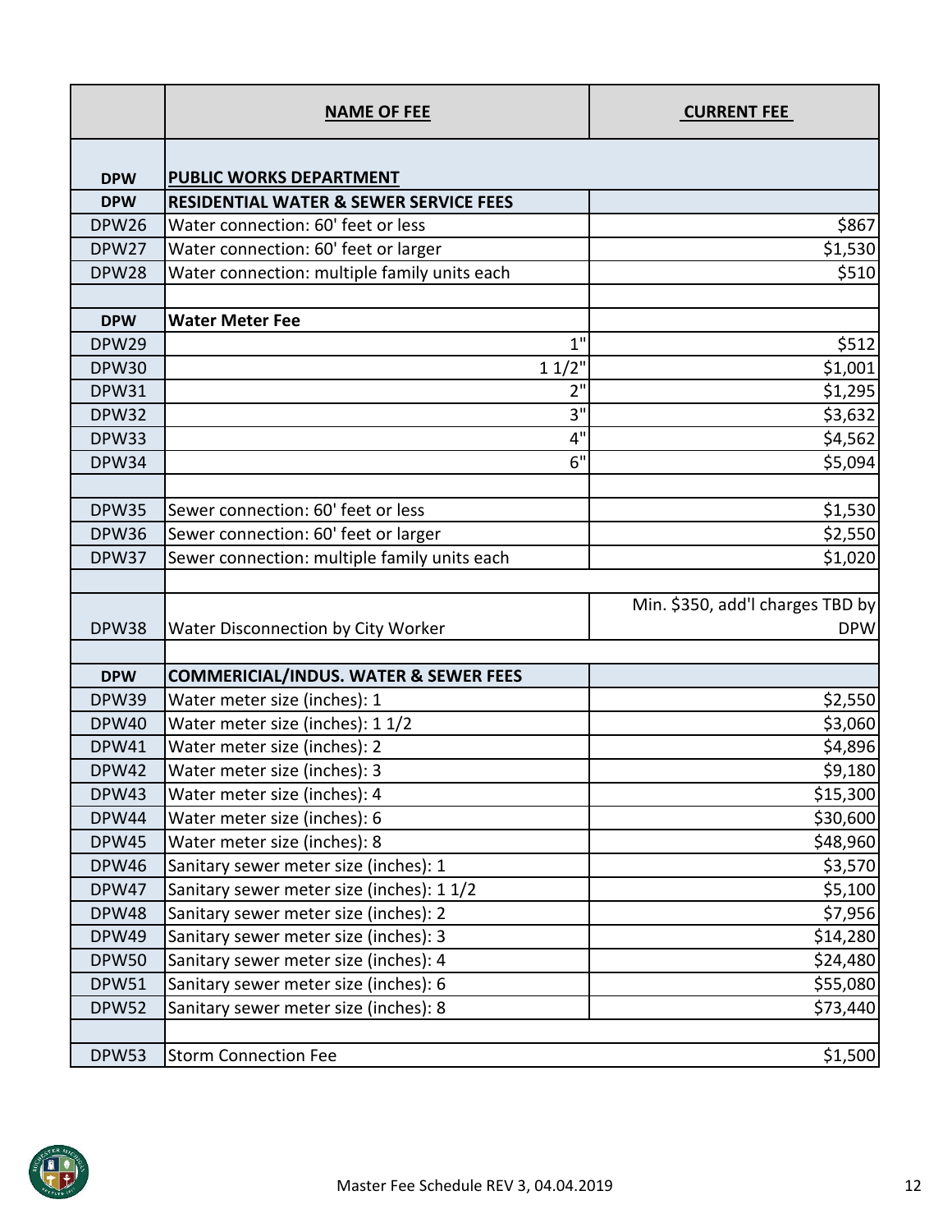| | NAME OF FEE | CURRENT FEE |
|---|---|---|
| DPW | **PUBLIC WORKS DEPARTMENT** | |
| DPW | **RESIDENTIAL WATER & SEWER SERVICE FEES** | |
| DPW26 | Water connection: 60' feet or less | $867 |
| DPW27 | Water connection: 60' feet or larger | $1,530 |
| DPW28 | Water connection: multiple family units each | $510 |
| | | |
| DPW | **Water Meter Fee** | |
| DPW29 | 1" | $512 |
| DPW30 | 1 1/2" | $1,001 |
| DPW31 | 2" | $1,295 |
| DPW32 | 3" | $3,632 |
| DPW33 | 4" | $4,562 |
| DPW34 | 6" | $5,094 |
| | | |
| DPW35 | Sewer connection: 60' feet or less | $1,530 |
| DPW36 | Sewer connection: 60' feet or larger | $2,550 |
| DPW37 | Sewer connection: multiple family units each | $1,020 |
| | | |
| DPW38 | Water Disconnection by City Worker | Min. $350, add'l charges TBD by DPW |
| | | |
| DPW | **COMMERICIAL/INDUS. WATER & SEWER FEES** | |
| DPW39 | Water meter size (inches): 1 | $2,550 |
| DPW40 | Water meter size (inches): 1 1/2 | $3,060 |
| DPW41 | Water meter size (inches): 2 | $4,896 |
| DPW42 | Water meter size (inches): 3 | $9,180 |
| DPW43 | Water meter size (inches): 4 | $15,300 |
| DPW44 | Water meter size (inches): 6 | $30,600 |
| DPW45 | Water meter size (inches): 8 | $48,960 |
| DPW46 | Sanitary sewer meter size (inches): 1 | $3,570 |
| DPW47 | Sanitary sewer meter size (inches): 1 1/2 | $5,100 |
| DPW48 | Sanitary sewer meter size (inches): 2 | $7,956 |
| DPW49 | Sanitary sewer meter size (inches): 3 | $14,280 |
| DPW50 | Sanitary sewer meter size (inches): 4 | $24,480 |
| DPW51 | Sanitary sewer meter size (inches): 6 | $55,080 |
| DPW52 | Sanitary sewer meter size (inches): 8 | $73,440 |
| | | |
| DPW53 | Storm Connection Fee | $1,500 |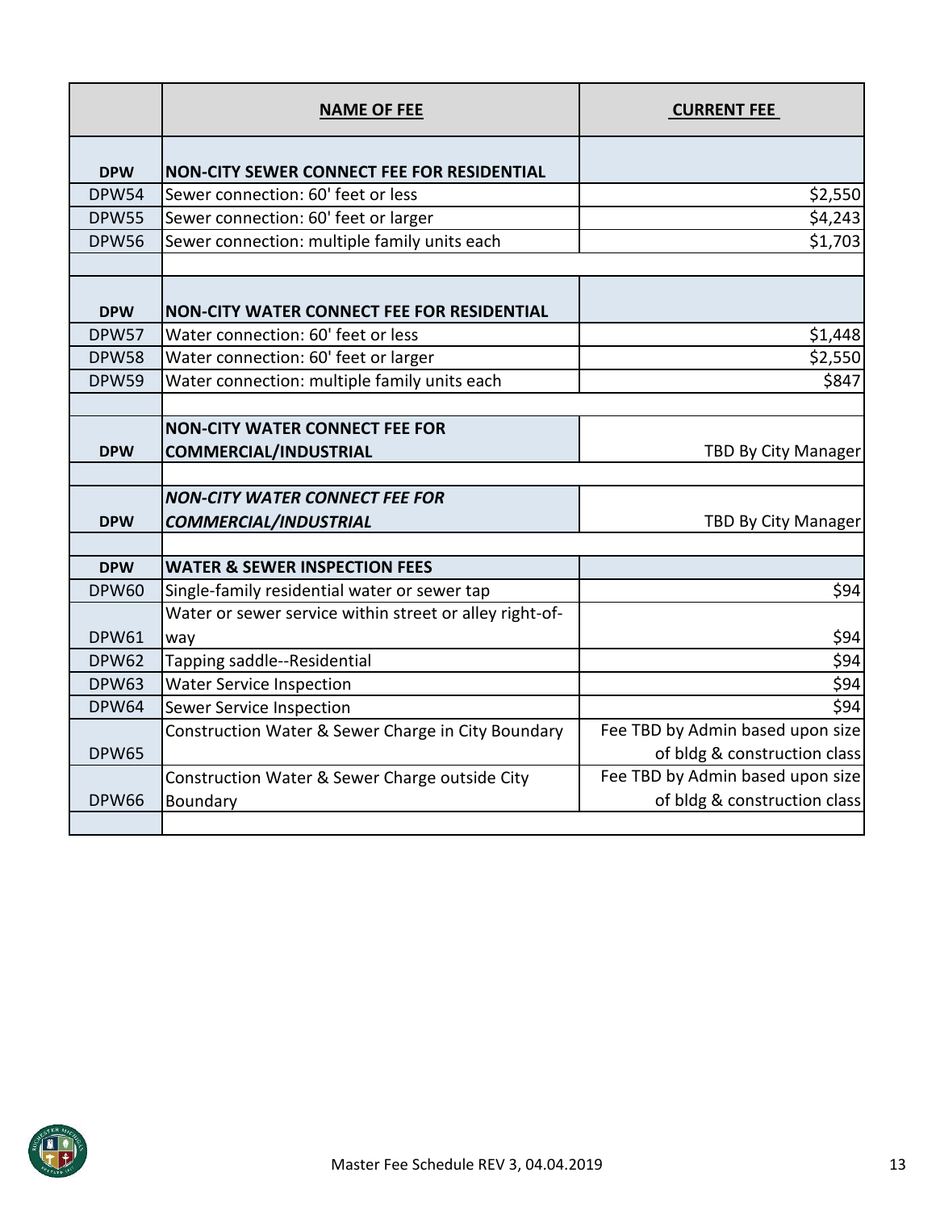|  | **NAME OF FEE** | **CURRENT FEE** |
|---|---|---|
| **DPW** | **NON-CITY SEWER CONNECT FEE FOR RESIDENTIAL** | |
| DPW54 | Sewer connection: 60' feet or less | $2,550 |
| DPW55 | Sewer connection: 60' feet or larger | $4,243 |
| DPW56 | Sewer connection: multiple family units each | $1,703 |
| | | |
| **DPW** | **NON-CITY WATER CONNECT FEE FOR RESIDENTIAL** | |
| DPW57 | Water connection: 60' feet or less | $1,448 |
| DPW58 | Water connection: 60' feet or larger | $2,550 |
| DPW59 | Water connection: multiple family units each | $847 |
| | | |
| **DPW** | **NON-CITY WATER CONNECT FEE FOR COMMERCIAL/INDUSTRIAL** | TBD By City Manager |
| | | |
| **DPW** | ***NON-CITY WATER CONNECT FEE FOR COMMERCIAL/INDUSTRIAL*** | TBD By City Manager |
| | | |
| **DPW** | **WATER & SEWER INSPECTION FEES** | |
| DPW60 | Single-family residential water or sewer tap | $94 |
| DPW61 | Water or sewer service within street or alley right-of-way | $94 |
| DPW62 | Tapping saddle--Residential | $94 |
| DPW63 | Water Service Inspection | $94 |
| DPW64 | Sewer Service Inspection | $94 |
| DPW65 | Construction Water & Sewer Charge in City Boundary | Fee TBD by Admin based upon size of bldg & construction class |
| DPW66 | Construction Water & Sewer Charge outside City Boundary | Fee TBD by Admin based upon size of bldg & construction class |
| | | |

Master Fee Schedule REV 3, 04.04.2019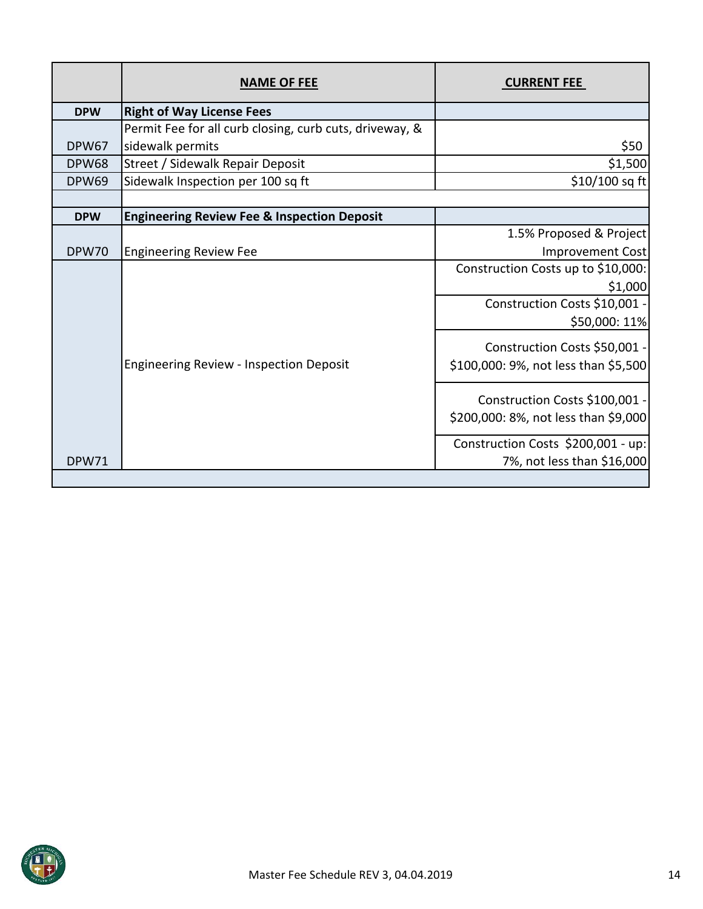| | NAME OF FEE | CURRENT FEE |
|---|---|---|
| DPW | **Right of Way License Fees** | |
| DPW67 | Permit Fee for all curb closing, curb cuts, driveway, & sidewalk permits | $50 |
| DPW68 | Street / Sidewalk Repair Deposit | $1,500 |
| DPW69 | Sidewalk Inspection per 100 sq ft | $10/100 sq ft |
| | | |
| DPW | **Engineering Review Fee & Inspection Deposit** | |
| DPW70 | Engineering Review Fee | 1.5% Proposed & Project Improvement Cost |
| | | Construction Costs up to $10,000: $1,000 |
| | | Construction Costs $10,001 - $50,000: 11% |
| | Engineering Review - Inspection Deposit | Construction Costs $50,001 - $100,000: 9%, not less than $5,500 |
| | | Construction Costs $100,001 - $200,000: 8%, not less than $9,000 |
| DPW71 | | Construction Costs $200,001 - up: 7%, not less than $16,000 |